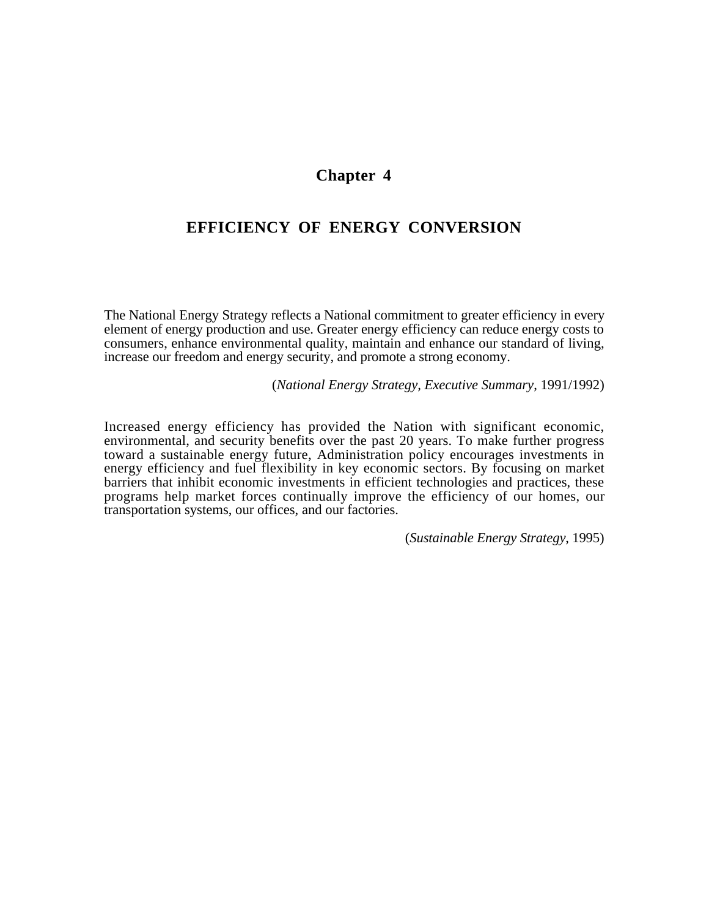# Chapter 4

## EFFICIENCY OF ENERGY CONVERSION

The National Energy Strategy reflects a National commitment to greater efficiency in every element of energy production and use. Greater energy efficiency can reduce energy costs to consumers, enhance environmental quality, maintain and enhance our standard of living, increase our freedom and energy security, and promote a strong economy.

(*National Energy Strategy, Executive Summary*, 1991/1992)

Increased energy efficiency has provided the Nation with significant economic, environmental, and security benefits over the past 20 years. To make further progress toward a sustainable energy future, Administration policy encourages investments in energy efficiency and fuel flexibility in key economic sectors. By focusing on market barriers that inhibit economic investments in efficient technologies and practices, these programs help market forces continually improve the efficiency of our homes, our transportation systems, our offices, and our factories.

(*Sustainable Energy Strategy*, 1995)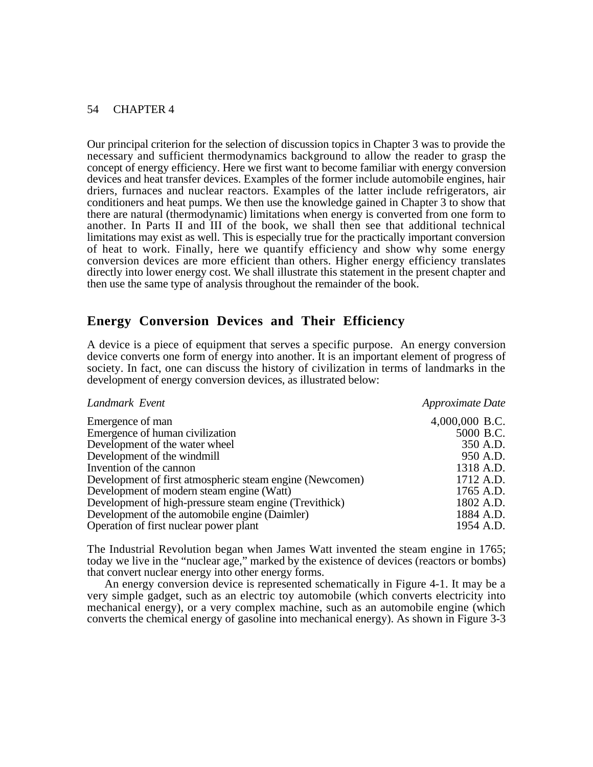Our principal criterion for the selection of discussion topics in Chapter 3 was to provide the necessary and sufficient thermodynamics background to allow the reader to grasp the concept of energy efficiency. Here we first want to become familiar with energy conversion devices and heat transfer devices. Examples of the former include automobile engines, hair driers, furnaces and nuclear reactors. Examples of the latter include refrigerators, air conditioners and heat pumps. We then use the knowledge gained in Chapter 3 to show that there are natural (thermodynamic) limitations when energy is converted from one form to another. In Parts II and III of the book, we shall then see that additional technical limitations may exist as well. This is especially true for the practically important conversion of heat to work. Finally, here we quantify efficiency and show why some energy conversion devices are more efficient than others. Higher energy efficiency translates directly into lower energy cost. We shall illustrate this statement in the present chapter and then use the same type of analysis throughout the remainder of the book.

## Energy Conversion Devices and Their Efficiency

A device is a piece of equipment that serves a specific purpose. An energy conversion device converts one form of energy into another. It is an important element of progress of society. In fact, one can discuss the history of civilization in terms of landmarks in the development of energy conversion devices, as illustrated below:

| *Landmark Event* | *Approximate Date* |
|---|---|
| Emergence of man | 4,000,000 B.C. |
| Emergence of human civilization | 5000 B.C. |
| Development of the water wheel | 350 A.D. |
| Development of the windmill | 950 A.D. |
| Invention of the cannon | 1318 A.D. |
| Development of first atmospheric steam engine (Newcomen) | 1712 A.D. |
| Development of modern steam engine (Watt) | 1765 A.D. |
| Development of high-pressure steam engine (Trevithick) | 1802 A.D. |
| Development of the automobile engine (Daimler) | 1884 A.D. |
| Operation of first nuclear power plant | 1954 A.D. |

The Industrial Revolution began when James Watt invented the steam engine in 1765; today we live in the "nuclear age," marked by the existence of devices (reactors or bombs) that convert nuclear energy into other energy forms.

An energy conversion device is represented schematically in Figure 4-1. It may be a very simple gadget, such as an electric toy automobile (which converts electricity into mechanical energy), or a very complex machine, such as an automobile engine (which converts the chemical energy of gasoline into mechanical energy). As shown in Figure 3-3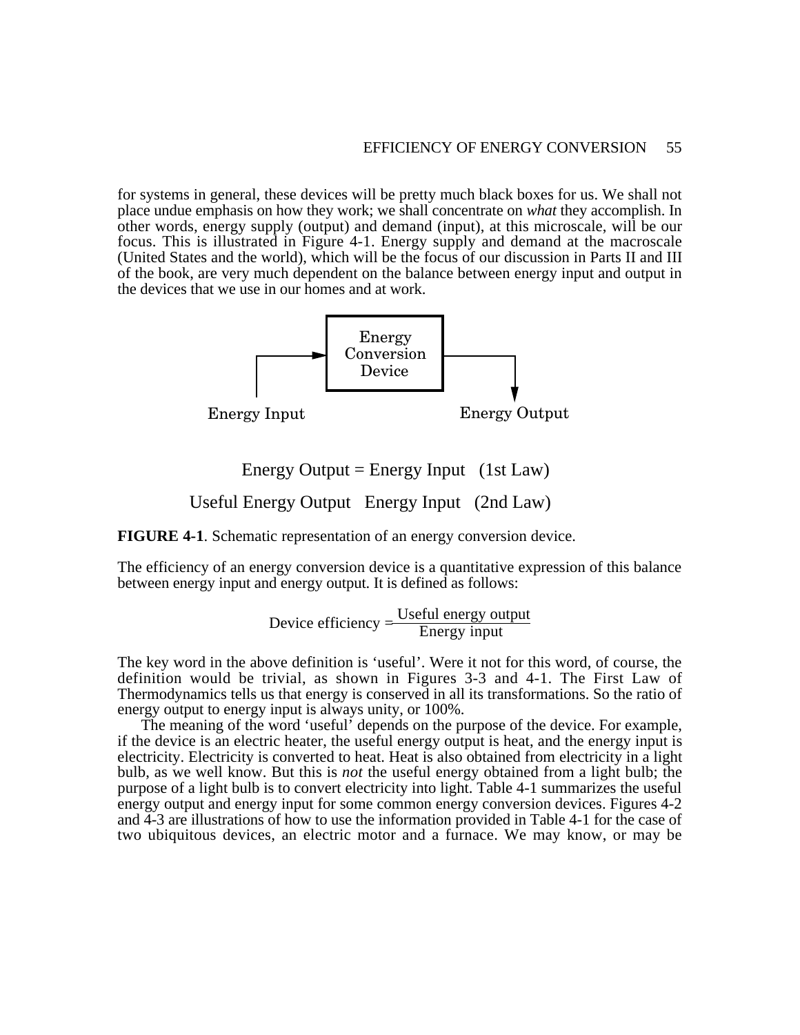for systems in general, these devices will be pretty much black boxes for us. We shall not place undue emphasis on how they work; we shall concentrate on *what* they accomplish. In other words, energy supply (output) and demand (input), at this microscale, will be our focus. This is illustrated in Figure 4-1. Energy supply and demand at the macroscale (United States and the world), which will be the focus of our discussion in Parts II and III of the book, are very much dependent on the balance between energy input and output in the devices that we use in our homes and at work.

Energy Input → Energy Conversion Device → Energy Output

Energy Output = Energy Input (1st Law)

Useful Energy Output Energy Input (2nd Law)

**FIGURE 4-1**. Schematic representation of an energy conversion device.

The efficiency of an energy conversion device is a quantitative expression of this balance between energy input and energy output. It is defined as follows:

$$\text{Device efficiency} = \frac{\text{Useful energy output}}{\text{Energy input}}$$

The key word in the above definition is 'useful'. Were it not for this word, of course, the definition would be trivial, as shown in Figures 3-3 and 4-1. The First Law of Thermodynamics tells us that energy is conserved in all its transformations. So the ratio of energy output to energy input is always unity, or 100%.

The meaning of the word 'useful' depends on the purpose of the device. For example, if the device is an electric heater, the useful energy output is heat, and the energy input is electricity. Electricity is converted to heat. Heat is also obtained from electricity in a light bulb, as we well know. But this is *not* the useful energy obtained from a light bulb; the purpose of a light bulb is to convert electricity into light. Table 4-1 summarizes the useful energy output and energy input for some common energy conversion devices. Figures 4-2 and 4-3 are illustrations of how to use the information provided in Table 4-1 for the case of two ubiquitous devices, an electric motor and a furnace. We may know, or may be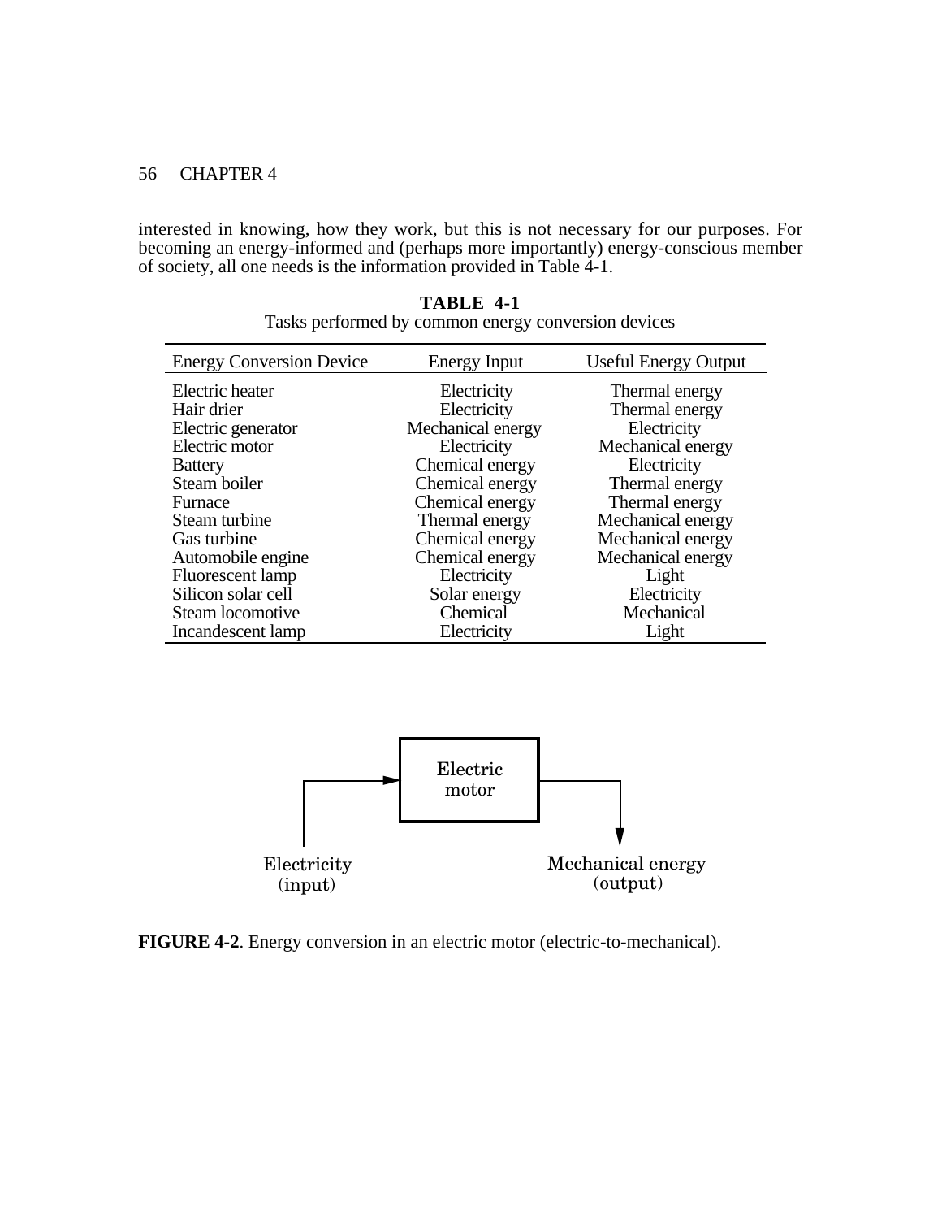interested in knowing, how they work, but this is not necessary for our purposes. For becoming an energy-informed and (perhaps more importantly) energy-conscious member of society, all one needs is the information provided in Table 4-1.

**TABLE 4-1**
Tasks performed by common energy conversion devices

| Energy Conversion Device | Energy Input | Useful Energy Output |
|---|---|---|
| Electric heater | Electricity | Thermal energy |
| Hair drier | Electricity | Thermal energy |
| Electric generator | Mechanical energy | Electricity |
| Electric motor | Electricity | Mechanical energy |
| Battery | Chemical energy | Electricity |
| Steam boiler | Chemical energy | Thermal energy |
| Furnace | Chemical energy | Thermal energy |
| Steam turbine | Thermal energy | Mechanical energy |
| Gas turbine | Chemical energy | Mechanical energy |
| Automobile engine | Chemical energy | Mechanical energy |
| Fluorescent lamp | Electricity | Light |
| Silicon solar cell | Solar energy | Electricity |
| Steam locomotive | Chemical | Mechanical |
| Incandescent lamp | Electricity | Light |

Electric motor

Electricity (input)

Mechanical energy (output)

**FIGURE 4-2**. Energy conversion in an electric motor (electric-to-mechanical).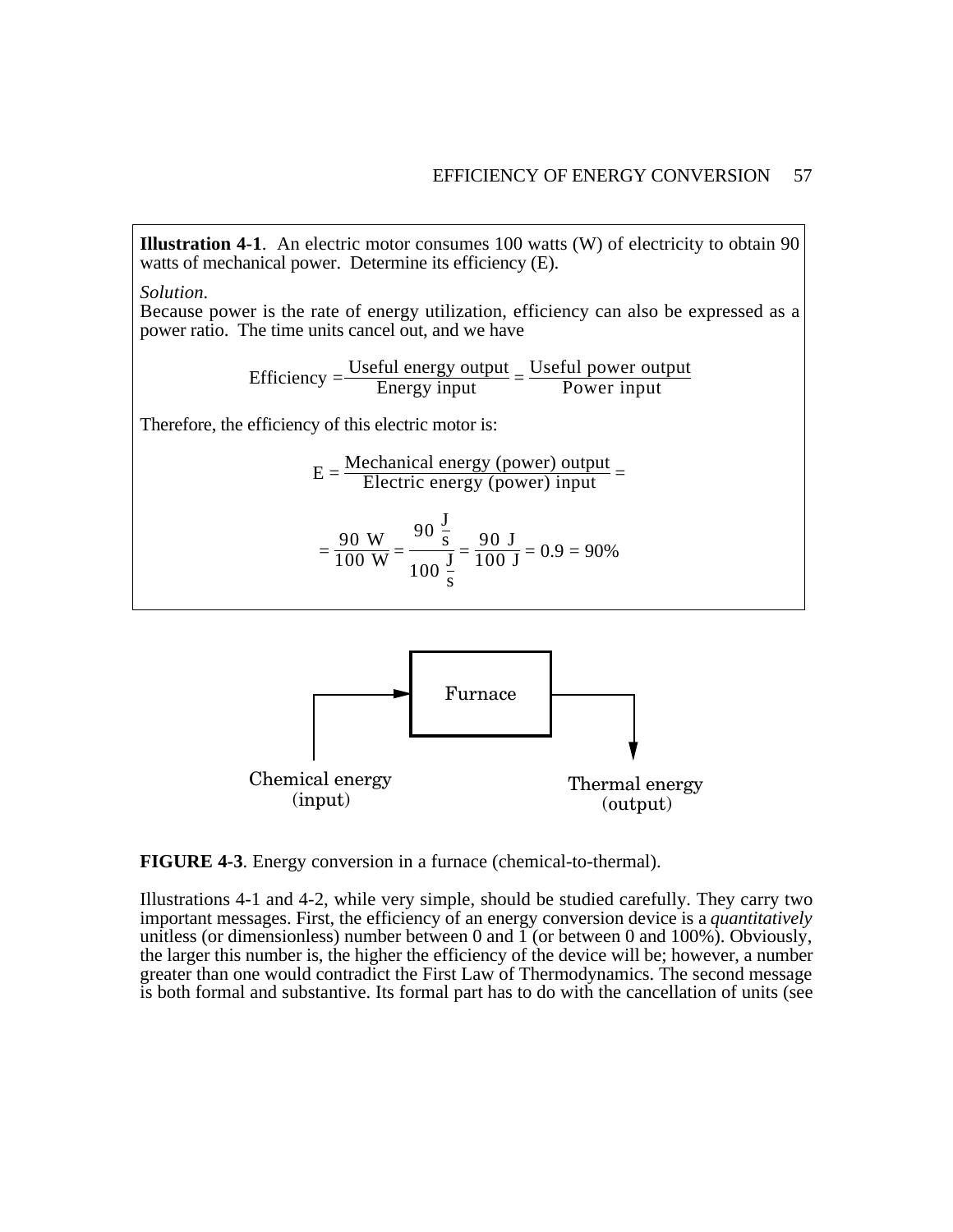**Illustration 4-1**. An electric motor consumes 100 watts (W) of electricity to obtain 90 watts of mechanical power. Determine its efficiency (E).

*Solution.*

Because power is the rate of energy utilization, efficiency can also be expressed as a power ratio. The time units cancel out, and we have

$$\text{Efficiency} = \frac{\text{Useful energy output}}{\text{Energy input}} = \frac{\text{Useful power output}}{\text{Power input}}$$

Therefore, the efficiency of this electric motor is:

$$E = \frac{\text{Mechanical energy (power) output}}{\text{Electric energy (power) input}} =$$

$$= \frac{90\ \text{W}}{100\ \text{W}} = \frac{90\ \frac{\text{J}}{\text{s}}}{100\ \frac{\text{J}}{\text{s}}} = \frac{90\ \text{J}}{100\ \text{J}} = 0.9 = 90\%$$

Furnace

Chemical energy (input) → Furnace → Thermal energy (output)

**FIGURE 4-3**. Energy conversion in a furnace (chemical-to-thermal).

Illustrations 4-1 and 4-2, while very simple, should be studied carefully. They carry two important messages. First, the efficiency of an energy conversion device is a *quantitatively* unitless (or dimensionless) number between 0 and 1 (or between 0 and 100%). Obviously, the larger this number is, the higher the efficiency of the device will be; however, a number greater than one would contradict the First Law of Thermodynamics. The second message is both formal and substantive. Its formal part has to do with the cancellation of units (see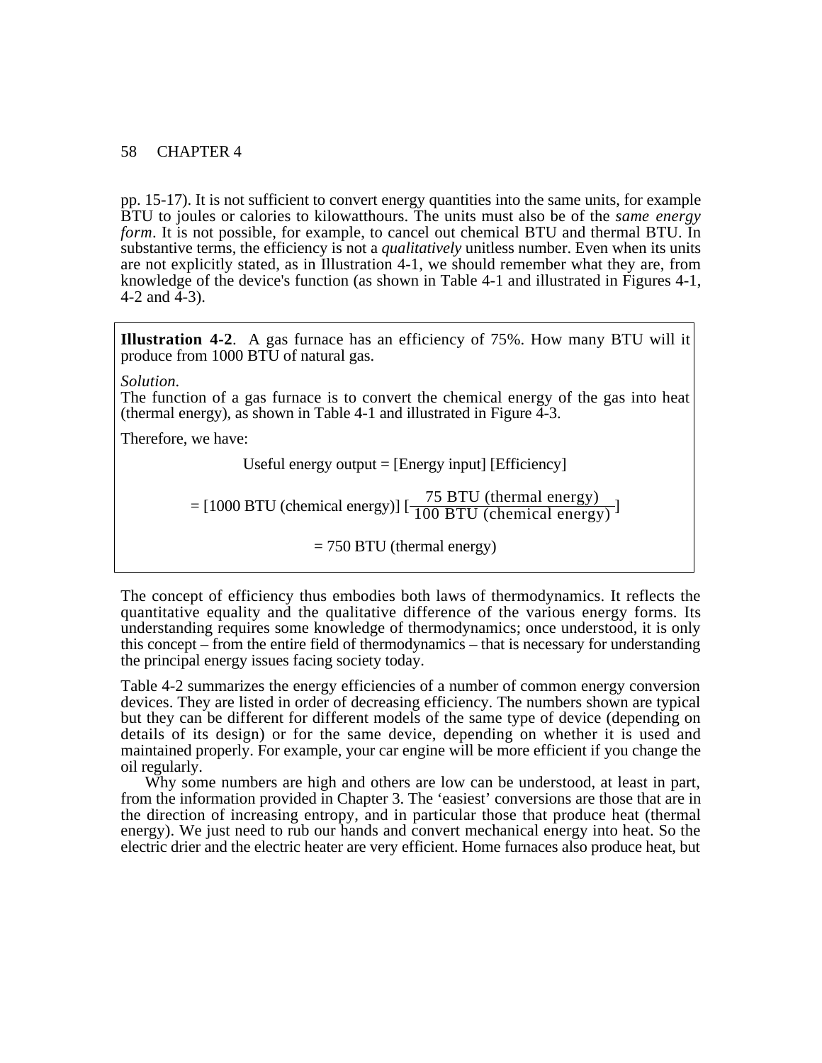pp. 15-17). It is not sufficient to convert energy quantities into the same units, for example BTU to joules or calories to kilowatthours. The units must also be of the *same energy form*. It is not possible, for example, to cancel out chemical BTU and thermal BTU. In substantive terms, the efficiency is not a *qualitatively* unitless number. Even when its units are not explicitly stated, as in Illustration 4-1, we should remember what they are, from knowledge of the device's function (as shown in Table 4-1 and illustrated in Figures 4-1, 4-2 and 4-3).

**Illustration 4-2**. A gas furnace has an efficiency of 75%. How many BTU will it produce from 1000 BTU of natural gas.

*Solution.*

The function of a gas furnace is to convert the chemical energy of the gas into heat (thermal energy), as shown in Table 4-1 and illustrated in Figure 4-3.

Therefore, we have:

Useful energy output = [Energy input] [Efficiency]

$$= [1000 \text{ BTU (chemical energy)}] \left[\frac{75 \text{ BTU (thermal energy)}}{100 \text{ BTU (chemical energy)}}\right]$$

$$= 750 \text{ BTU (thermal energy)}$$

The concept of efficiency thus embodies both laws of thermodynamics. It reflects the quantitative equality and the qualitative difference of the various energy forms. Its understanding requires some knowledge of thermodynamics; once understood, it is only this concept – from the entire field of thermodynamics – that is necessary for understanding the principal energy issues facing society today.

Table 4-2 summarizes the energy efficiencies of a number of common energy conversion devices. They are listed in order of decreasing efficiency. The numbers shown are typical but they can be different for different models of the same type of device (depending on details of its design) or for the same device, depending on whether it is used and maintained properly. For example, your car engine will be more efficient if you change the oil regularly.

Why some numbers are high and others are low can be understood, at least in part, from the information provided in Chapter 3. The 'easiest' conversions are those that are in the direction of increasing entropy, and in particular those that produce heat (thermal energy). We just need to rub our hands and convert mechanical energy into heat. So the electric drier and the electric heater are very efficient. Home furnaces also produce heat, but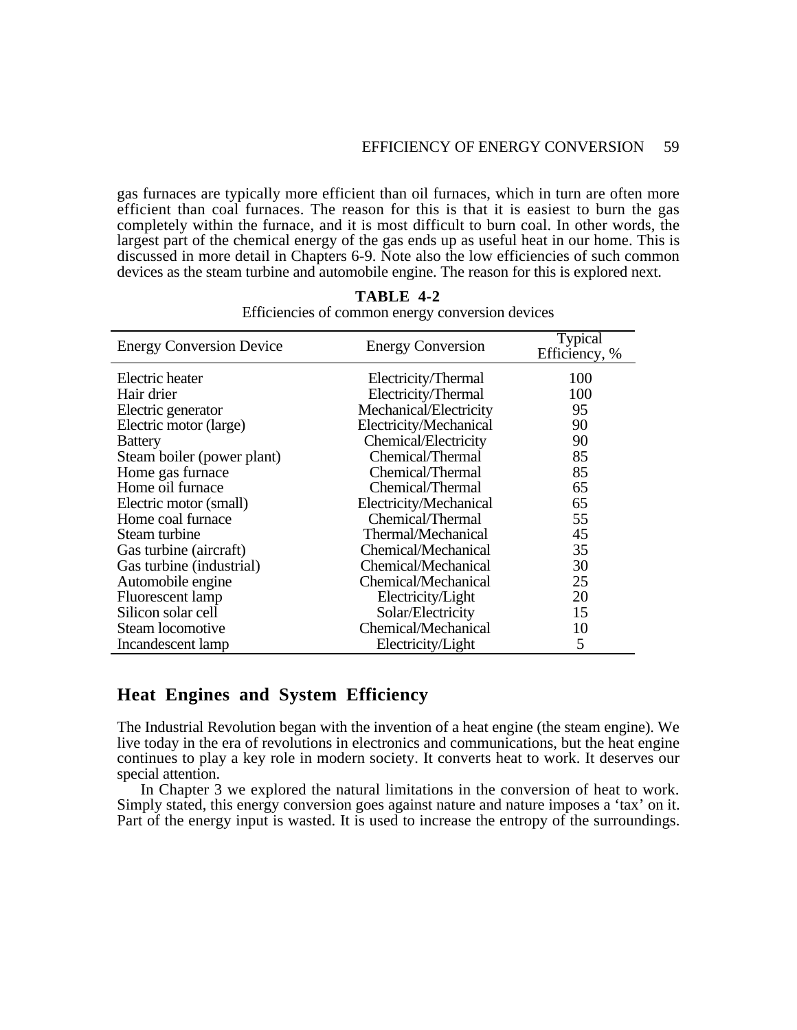gas furnaces are typically more efficient than oil furnaces, which in turn are often more efficient than coal furnaces. The reason for this is that it is easiest to burn the gas completely within the furnace, and it is most difficult to burn coal. In other words, the largest part of the chemical energy of the gas ends up as useful heat in our home. This is discussed in more detail in Chapters 6-9. Note also the low efficiencies of such common devices as the steam turbine and automobile engine. The reason for this is explored next.

**TABLE 4-2**

Efficiencies of common energy conversion devices

| Energy Conversion Device | Energy Conversion | Typical Efficiency, % |
|---|---|---|
| Electric heater | Electricity/Thermal | 100 |
| Hair drier | Electricity/Thermal | 100 |
| Electric generator | Mechanical/Electricity | 95 |
| Electric motor (large) | Electricity/Mechanical | 90 |
| Battery | Chemical/Electricity | 90 |
| Steam boiler (power plant) | Chemical/Thermal | 85 |
| Home gas furnace | Chemical/Thermal | 85 |
| Home oil furnace | Chemical/Thermal | 65 |
| Electric motor (small) | Electricity/Mechanical | 65 |
| Home coal furnace | Chemical/Thermal | 55 |
| Steam turbine | Thermal/Mechanical | 45 |
| Gas turbine (aircraft) | Chemical/Mechanical | 35 |
| Gas turbine (industrial) | Chemical/Mechanical | 30 |
| Automobile engine | Chemical/Mechanical | 25 |
| Fluorescent lamp | Electricity/Light | 20 |
| Silicon solar cell | Solar/Electricity | 15 |
| Steam locomotive | Chemical/Mechanical | 10 |
| Incandescent lamp | Electricity/Light | 5 |

## Heat Engines and System Efficiency

The Industrial Revolution began with the invention of a heat engine (the steam engine). We live today in the era of revolutions in electronics and communications, but the heat engine continues to play a key role in modern society. It converts heat to work. It deserves our special attention.

In Chapter 3 we explored the natural limitations in the conversion of heat to work. Simply stated, this energy conversion goes against nature and nature imposes a 'tax' on it. Part of the energy input is wasted. It is used to increase the entropy of the surroundings.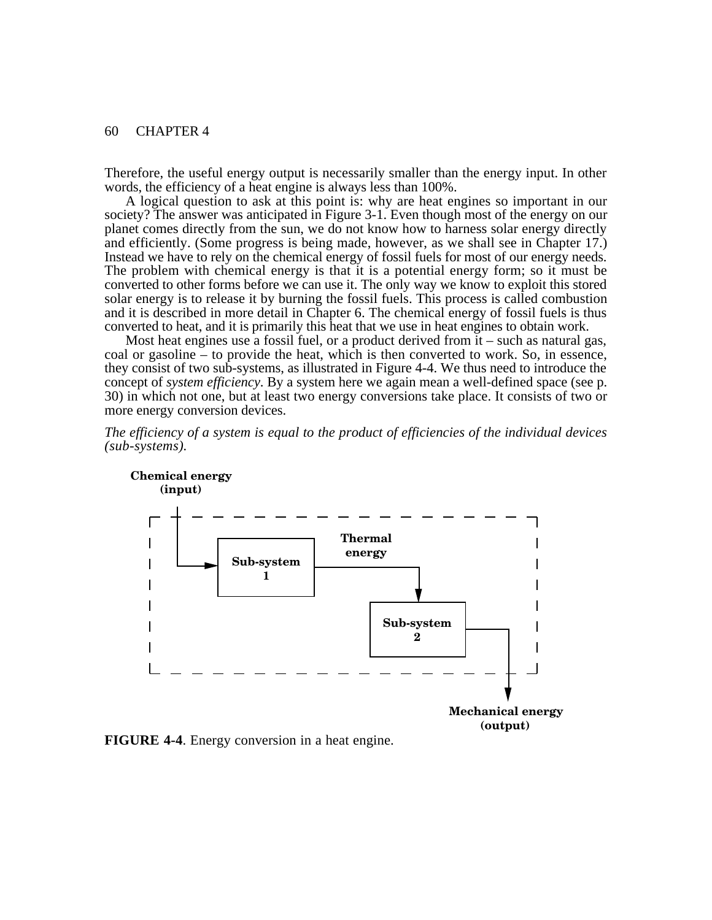Therefore, the useful energy output is necessarily smaller than the energy input. In other words, the efficiency of a heat engine is always less than 100%.

A logical question to ask at this point is: why are heat engines so important in our society? The answer was anticipated in Figure 3-1. Even though most of the energy on our planet comes directly from the sun, we do not know how to harness solar energy directly and efficiently. (Some progress is being made, however, as we shall see in Chapter 17.) Instead we have to rely on the chemical energy of fossil fuels for most of our energy needs. The problem with chemical energy is that it is a potential energy form; so it must be converted to other forms before we can use it. The only way we know to exploit this stored solar energy is to release it by burning the fossil fuels. This process is called combustion and it is described in more detail in Chapter 6. The chemical energy of fossil fuels is thus converted to heat, and it is primarily this heat that we use in heat engines to obtain work.

Most heat engines use a fossil fuel, or a product derived from it – such as natural gas, coal or gasoline – to provide the heat, which is then converted to work. So, in essence, they consist of two sub-systems, as illustrated in Figure 4-4. We thus need to introduce the concept of *system efficiency*. By a system here we again mean a well-defined space (see p. 30) in which not one, but at least two energy conversions take place. It consists of two or more energy conversion devices.

*The efficiency of a system is equal to the product of efficiencies of the individual devices (sub-systems).*

**Chemical energy (input)**

**Sub-system 1** → **Thermal energy** → **Sub-system 2**

**Mechanical energy (output)**

**FIGURE 4-4**. Energy conversion in a heat engine.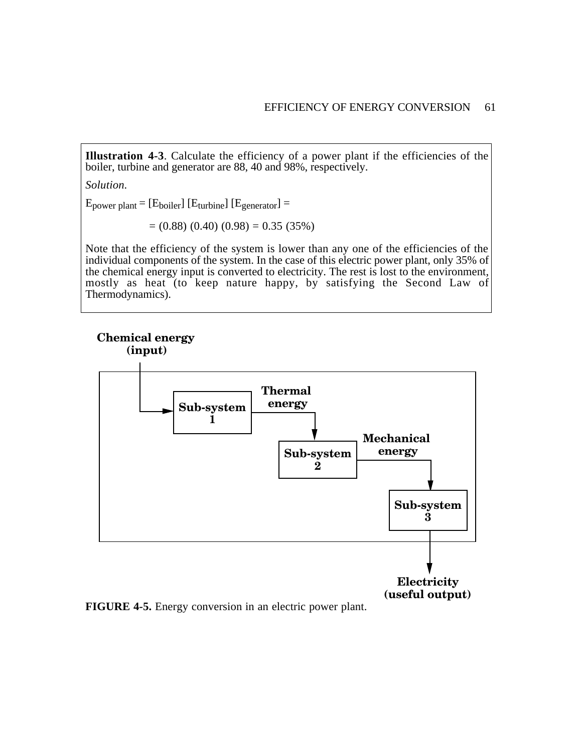**Illustration 4-3**. Calculate the efficiency of a power plant if the efficiencies of the boiler, turbine and generator are 88, 40 and 98%, respectively.

*Solution.*

$E_{\text{power plant}} = [E_{\text{boiler}}]\,[E_{\text{turbine}}]\,[E_{\text{generator}}] =$

$$= (0.88)\,(0.40)\,(0.98) = 0.35\ (35\%)$$

Note that the efficiency of the system is lower than any one of the efficiencies of the individual components of the system. In the case of this electric power plant, only 35% of the chemical energy input is converted to electricity. The rest is lost to the environment, mostly as heat (to keep nature happy, by satisfying the Second Law of Thermodynamics).

**Chemical energy (input)** → **Sub-system 1** → **Thermal energy** → **Sub-system 2** → **Mechanical energy** → **Sub-system 3** → **Electricity (useful output)**

**FIGURE 4-5.** Energy conversion in an electric power plant.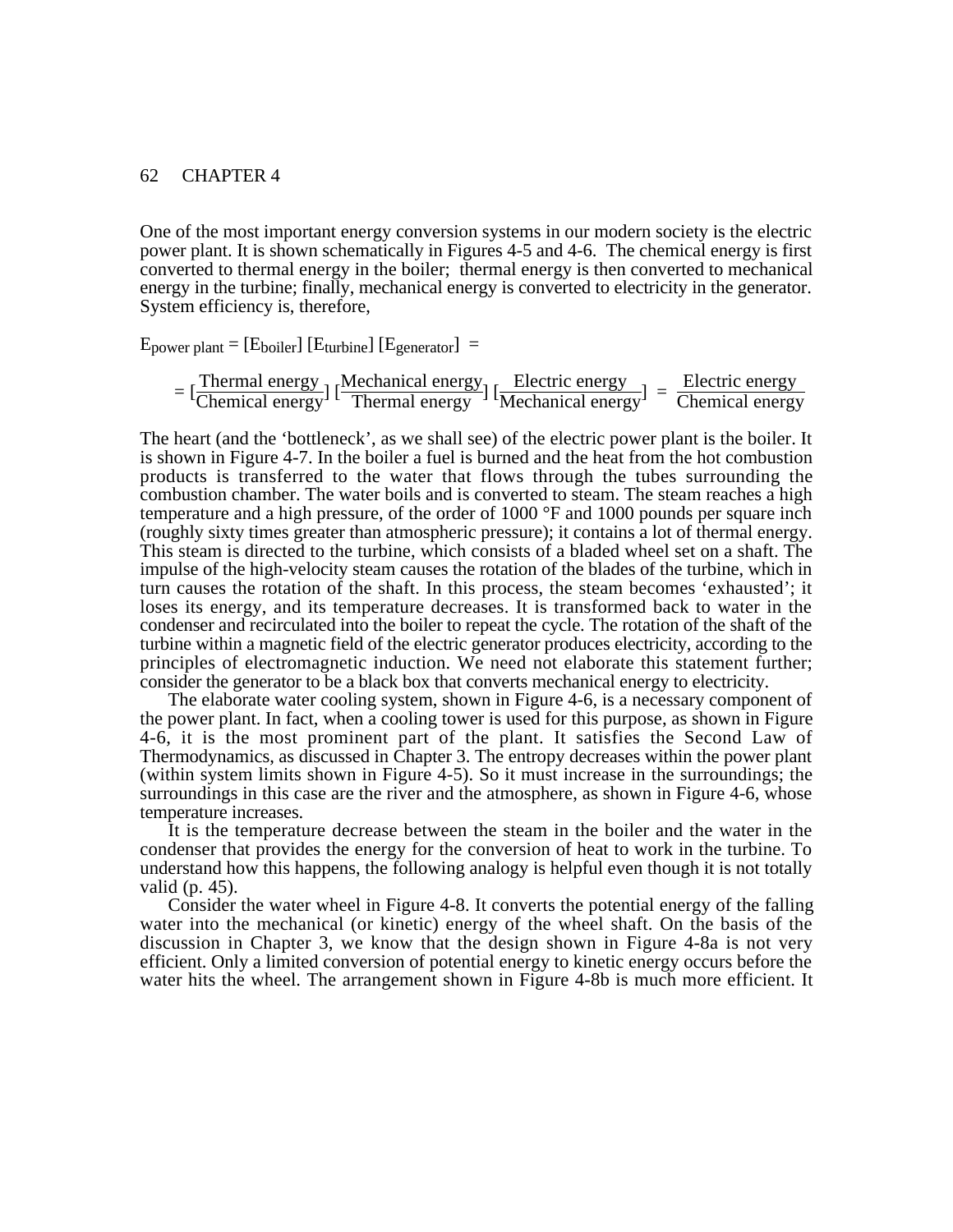One of the most important energy conversion systems in our modern society is the electric power plant. It is shown schematically in Figures 4-5 and 4-6. The chemical energy is first converted to thermal energy in the boiler; thermal energy is then converted to mechanical energy in the turbine; finally, mechanical energy is converted to electricity in the generator. System efficiency is, therefore,

$$E_{\text{power plant}} = [E_{\text{boiler}}]\,[E_{\text{turbine}}]\,[E_{\text{generator}}] =$$

$$= \left[\frac{\text{Thermal energy}}{\text{Chemical energy}}\right]\left[\frac{\text{Mechanical energy}}{\text{Thermal energy}}\right]\left[\frac{\text{Electric energy}}{\text{Mechanical energy}}\right] = \frac{\text{Electric energy}}{\text{Chemical energy}}$$

The heart (and the 'bottleneck', as we shall see) of the electric power plant is the boiler. It is shown in Figure 4-7. In the boiler a fuel is burned and the heat from the hot combustion products is transferred to the water that flows through the tubes surrounding the combustion chamber. The water boils and is converted to steam. The steam reaches a high temperature and a high pressure, of the order of 1000 °F and 1000 pounds per square inch (roughly sixty times greater than atmospheric pressure); it contains a lot of thermal energy. This steam is directed to the turbine, which consists of a bladed wheel set on a shaft. The impulse of the high-velocity steam causes the rotation of the blades of the turbine, which in turn causes the rotation of the shaft. In this process, the steam becomes 'exhausted'; it loses its energy, and its temperature decreases. It is transformed back to water in the condenser and recirculated into the boiler to repeat the cycle. The rotation of the shaft of the turbine within a magnetic field of the electric generator produces electricity, according to the principles of electromagnetic induction. We need not elaborate this statement further; consider the generator to be a black box that converts mechanical energy to electricity.

The elaborate water cooling system, shown in Figure 4-6, is a necessary component of the power plant. In fact, when a cooling tower is used for this purpose, as shown in Figure 4-6, it is the most prominent part of the plant. It satisfies the Second Law of Thermodynamics, as discussed in Chapter 3. The entropy decreases within the power plant (within system limits shown in Figure 4-5). So it must increase in the surroundings; the surroundings in this case are the river and the atmosphere, as shown in Figure 4-6, whose temperature increases.

It is the temperature decrease between the steam in the boiler and the water in the condenser that provides the energy for the conversion of heat to work in the turbine. To understand how this happens, the following analogy is helpful even though it is not totally valid (p. 45).

Consider the water wheel in Figure 4-8. It converts the potential energy of the falling water into the mechanical (or kinetic) energy of the wheel shaft. On the basis of the discussion in Chapter 3, we know that the design shown in Figure 4-8a is not very efficient. Only a limited conversion of potential energy to kinetic energy occurs before the water hits the wheel. The arrangement shown in Figure 4-8b is much more efficient. It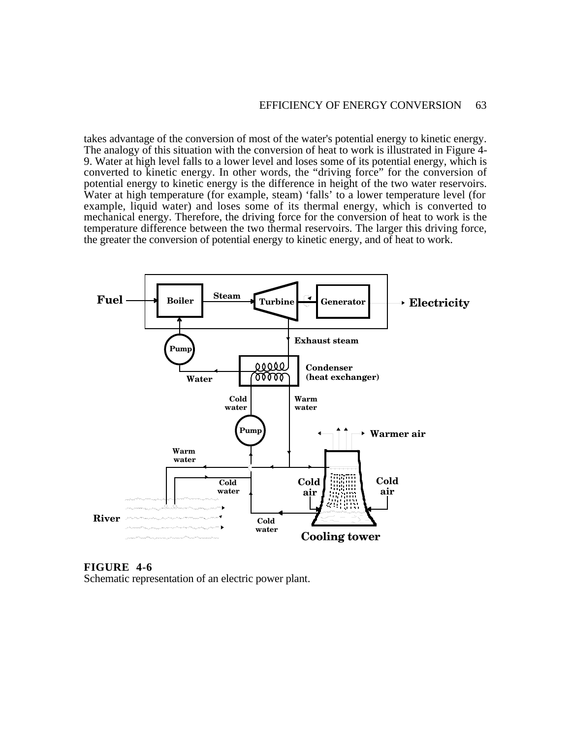takes advantage of the conversion of most of the water's potential energy to kinetic energy. The analogy of this situation with the conversion of heat to work is illustrated in Figure 4-9. Water at high level falls to a lower level and loses some of its potential energy, which is converted to kinetic energy. In other words, the "driving force" for the conversion of potential energy to kinetic energy is the difference in height of the two water reservoirs. Water at high temperature (for example, steam) 'falls' to a lower temperature level (for example, liquid water) and loses some of its thermal energy, which is converted to mechanical energy. Therefore, the driving force for the conversion of heat to work is the temperature difference between the two thermal reservoirs. The larger this driving force, the greater the conversion of potential energy to kinetic energy, and of heat to work.

**FIGURE 4-6**
Schematic representation of an electric power plant.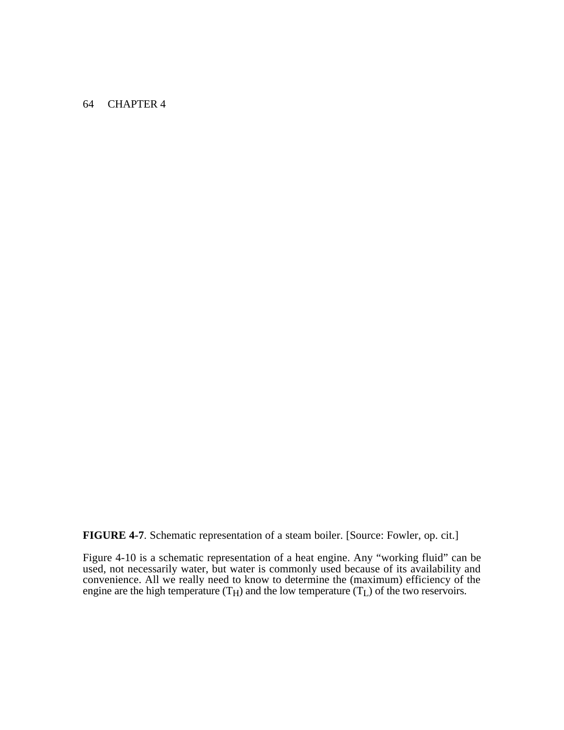**FIGURE 4-7**. Schematic representation of a steam boiler. [Source: Fowler, op. cit.]

Figure 4-10 is a schematic representation of a heat engine. Any "working fluid" can be used, not necessarily water, but water is commonly used because of its availability and convenience. All we really need to know to determine the (maximum) efficiency of the engine are the high temperature ($T_H$) and the low temperature ($T_L$) of the two reservoirs.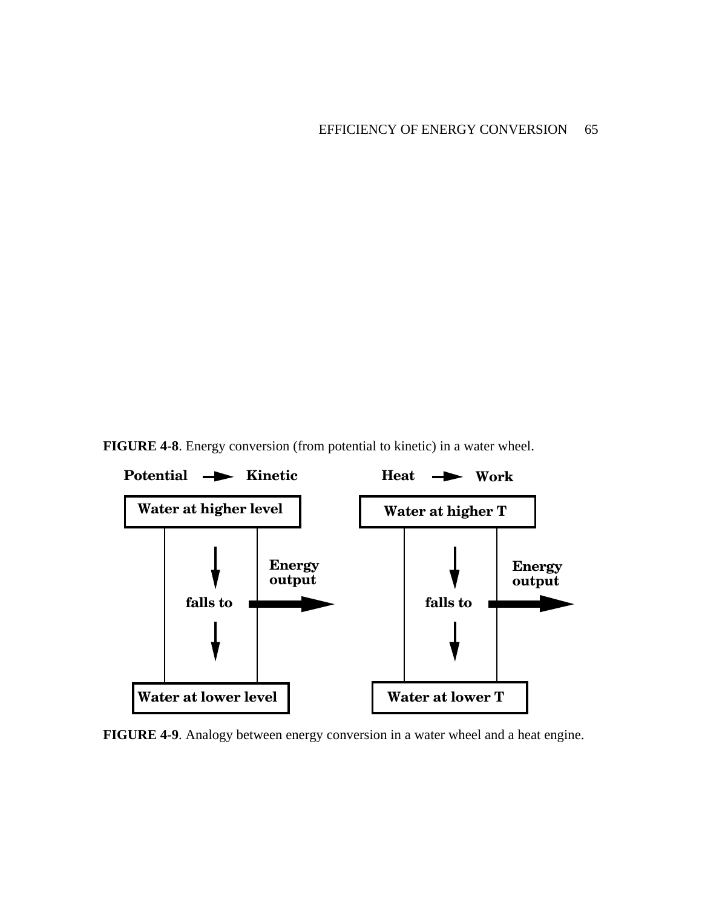**FIGURE 4-8**. Energy conversion (from potential to kinetic) in a water wheel.

Potential → Kinetic

Water at higher level

falls to

Energy output

Water at lower level

Heat → Work

Water at higher T

falls to

Energy output

Water at lower T

**FIGURE 4-9**. Analogy between energy conversion in a water wheel and a heat engine.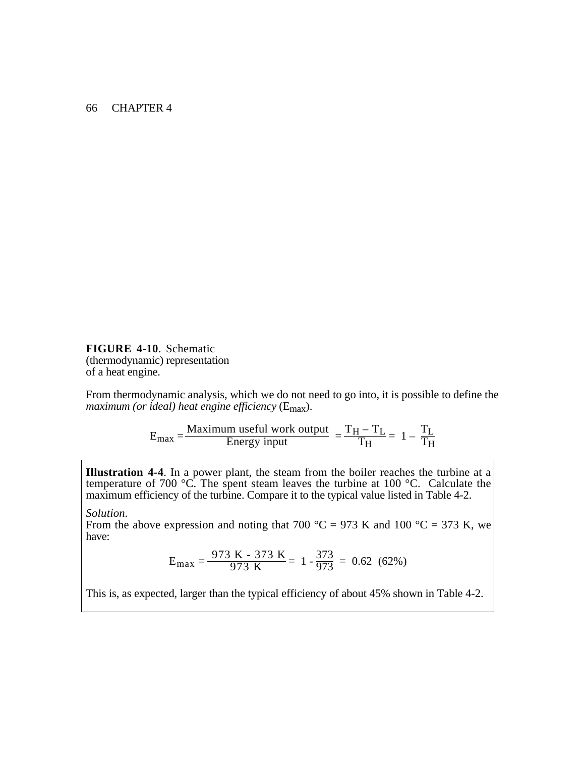**FIGURE 4-10**. Schematic (thermodynamic) representation of a heat engine.

From thermodynamic analysis, which we do not need to go into, it is possible to define the *maximum (or ideal) heat engine efficiency* ($E_{max}$).

$$E_{max} = \frac{\text{Maximum useful work output}}{\text{Energy input}} = \frac{T_H - T_L}{T_H} = 1 - \frac{T_L}{T_H}$$

**Illustration 4-4**. In a power plant, the steam from the boiler reaches the turbine at a temperature of 700 °C. The spent steam leaves the turbine at 100 °C. Calculate the maximum efficiency of the turbine. Compare it to the typical value listed in Table 4-2.

*Solution.*
From the above expression and noting that 700 °C = 973 K and 100 °C = 373 K, we have:

$$E_{max} = \frac{973\ \text{K} - 373\ \text{K}}{973\ \text{K}} = 1 - \frac{373}{973} = 0.62\ \ (62\%)$$

This is, as expected, larger than the typical efficiency of about 45% shown in Table 4-2.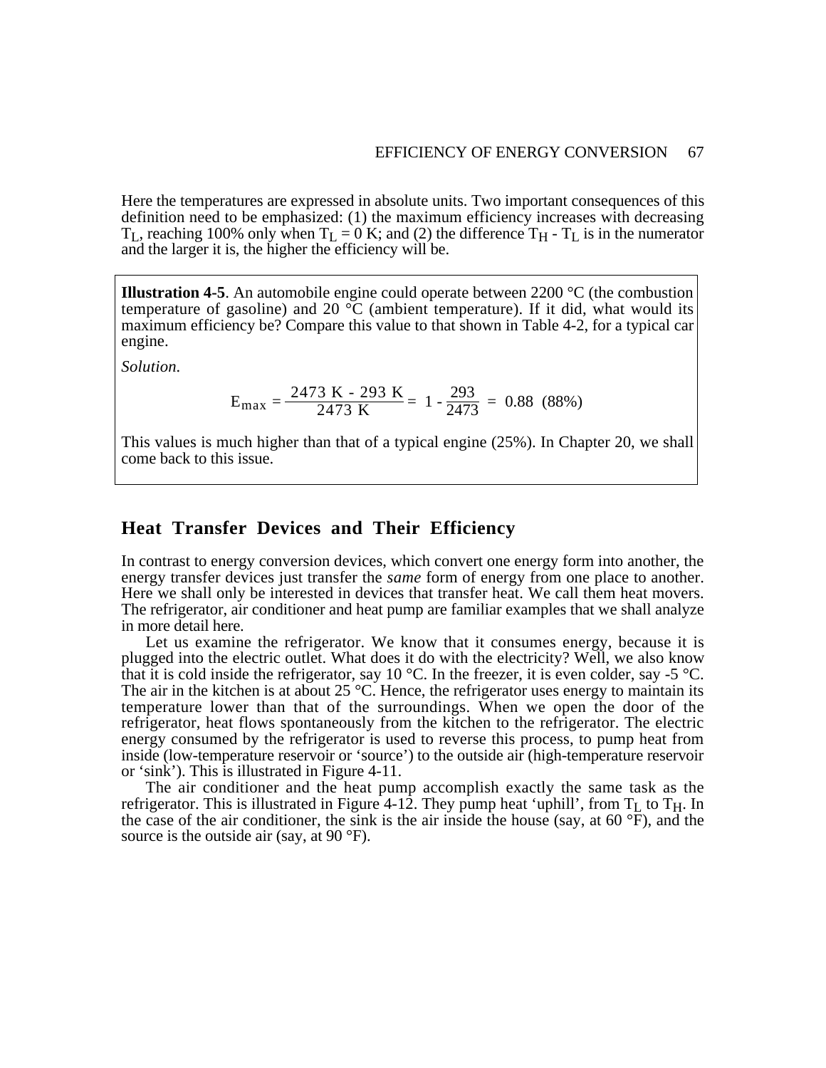Here the temperatures are expressed in absolute units. Two important consequences of this definition need to be emphasized: (1) the maximum efficiency increases with decreasing $T_L$, reaching 100% only when $T_L = 0$ K; and (2) the difference $T_H$ - $T_L$ is in the numerator and the larger it is, the higher the efficiency will be.

> **Illustration 4-5**. An automobile engine could operate between 2200 °C (the combustion temperature of gasoline) and 20 °C (ambient temperature). If it did, what would its maximum efficiency be? Compare this value to that shown in Table 4-2, for a typical car engine.
>
> *Solution.*
>
> $$E_{max} = \frac{2473 \text{ K} - 293 \text{ K}}{2473 \text{ K}} = 1 - \frac{293}{2473} = 0.88 \ (88\%)$$
>
> This values is much higher than that of a typical engine (25%). In Chapter 20, we shall come back to this issue.

## Heat Transfer Devices and Their Efficiency

In contrast to energy conversion devices, which convert one energy form into another, the energy transfer devices just transfer the *same* form of energy from one place to another. Here we shall only be interested in devices that transfer heat. We call them heat movers. The refrigerator, air conditioner and heat pump are familiar examples that we shall analyze in more detail here.

Let us examine the refrigerator. We know that it consumes energy, because it is plugged into the electric outlet. What does it do with the electricity? Well, we also know that it is cold inside the refrigerator, say 10 °C. In the freezer, it is even colder, say -5 °C. The air in the kitchen is at about 25 °C. Hence, the refrigerator uses energy to maintain its temperature lower than that of the surroundings. When we open the door of the refrigerator, heat flows spontaneously from the kitchen to the refrigerator. The electric energy consumed by the refrigerator is used to reverse this process, to pump heat from inside (low-temperature reservoir or 'source') to the outside air (high-temperature reservoir or 'sink'). This is illustrated in Figure 4-11.

The air conditioner and the heat pump accomplish exactly the same task as the refrigerator. This is illustrated in Figure 4-12. They pump heat 'uphill', from $T_L$ to $T_H$. In the case of the air conditioner, the sink is the air inside the house (say, at 60 °F), and the source is the outside air (say, at 90 °F).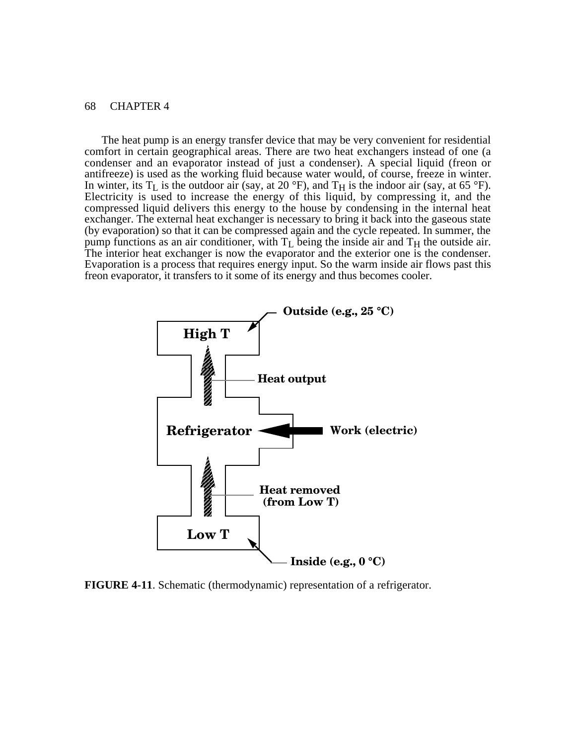The heat pump is an energy transfer device that may be very convenient for residential comfort in certain geographical areas. There are two heat exchangers instead of one (a condenser and an evaporator instead of just a condenser). A special liquid (freon or antifreeze) is used as the working fluid because water would, of course, freeze in winter. In winter, its $T_L$ is the outdoor air (say, at 20 °F), and $T_H$ is the indoor air (say, at 65 °F). Electricity is used to increase the energy of this liquid, by compressing it, and the compressed liquid delivers this energy to the house by condensing in the internal heat exchanger. The external heat exchanger is necessary to bring it back into the gaseous state (by evaporation) so that it can be compressed again and the cycle repeated. In summer, the pump functions as an air conditioner, with $T_L$ being the inside air and $T_H$ the outside air. The interior heat exchanger is now the evaporator and the exterior one is the condenser. Evaporation is a process that requires energy input. So the warm inside air flows past this freon evaporator, it transfers to it some of its energy and thus becomes cooler.

**FIGURE 4-11**. Schematic (thermodynamic) representation of a refrigerator.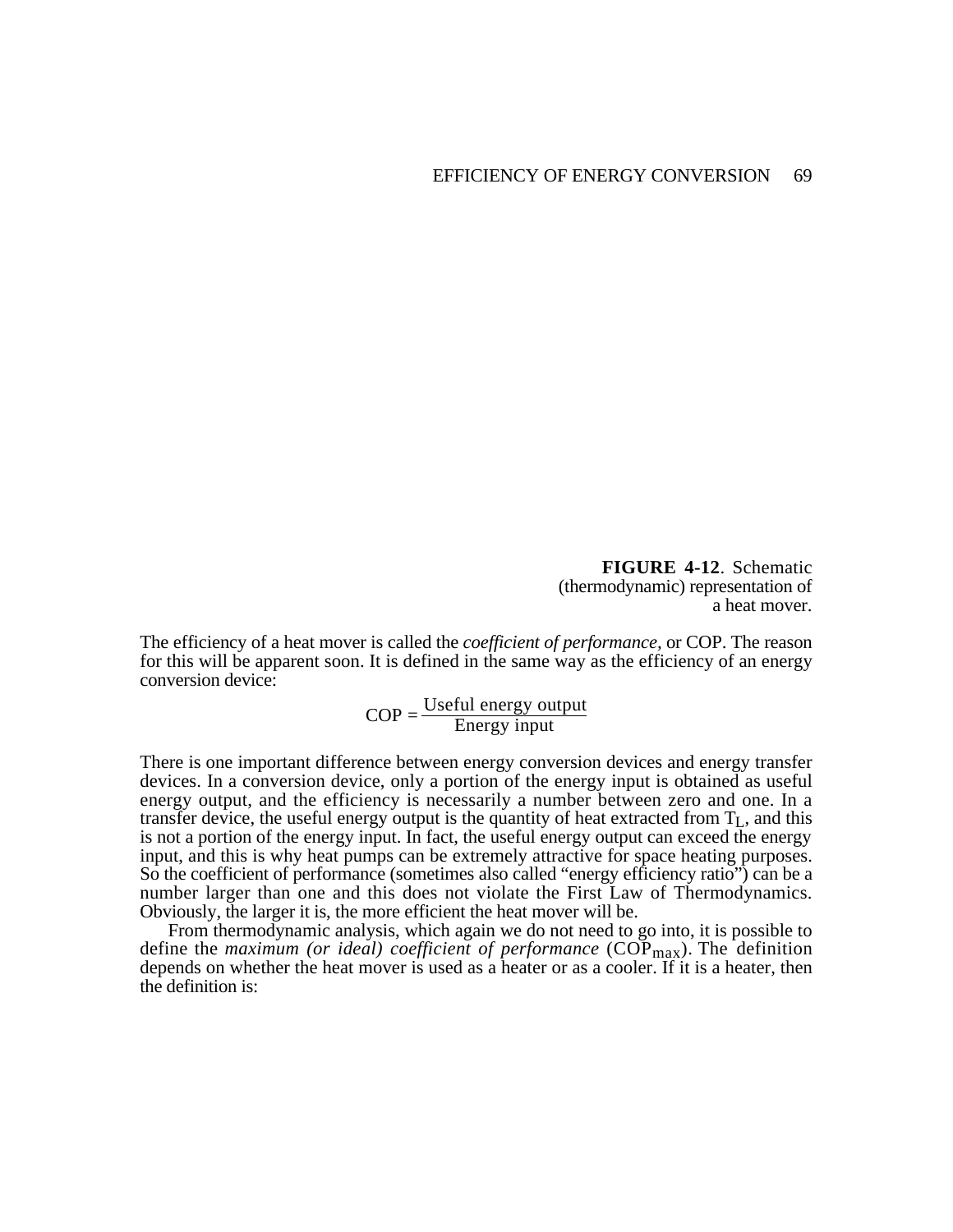**FIGURE 4-12**. Schematic (thermodynamic) representation of a heat mover.

The efficiency of a heat mover is called the *coefficient of performance*, or COP. The reason for this will be apparent soon. It is defined in the same way as the efficiency of an energy conversion device:

$$\text{COP} = \frac{\text{Useful energy output}}{\text{Energy input}}$$

There is one important difference between energy conversion devices and energy transfer devices. In a conversion device, only a portion of the energy input is obtained as useful energy output, and the efficiency is necessarily a number between zero and one. In a transfer device, the useful energy output is the quantity of heat extracted from $T_L$, and this is not a portion of the energy input. In fact, the useful energy output can exceed the energy input, and this is why heat pumps can be extremely attractive for space heating purposes. So the coefficient of performance (sometimes also called "energy efficiency ratio") can be a number larger than one and this does not violate the First Law of Thermodynamics. Obviously, the larger it is, the more efficient the heat mover will be.

From thermodynamic analysis, which again we do not need to go into, it is possible to define the *maximum (or ideal) coefficient of performance* ($\text{COP}_{max}$). The definition depends on whether the heat mover is used as a heater or as a cooler. If it is a heater, then the definition is: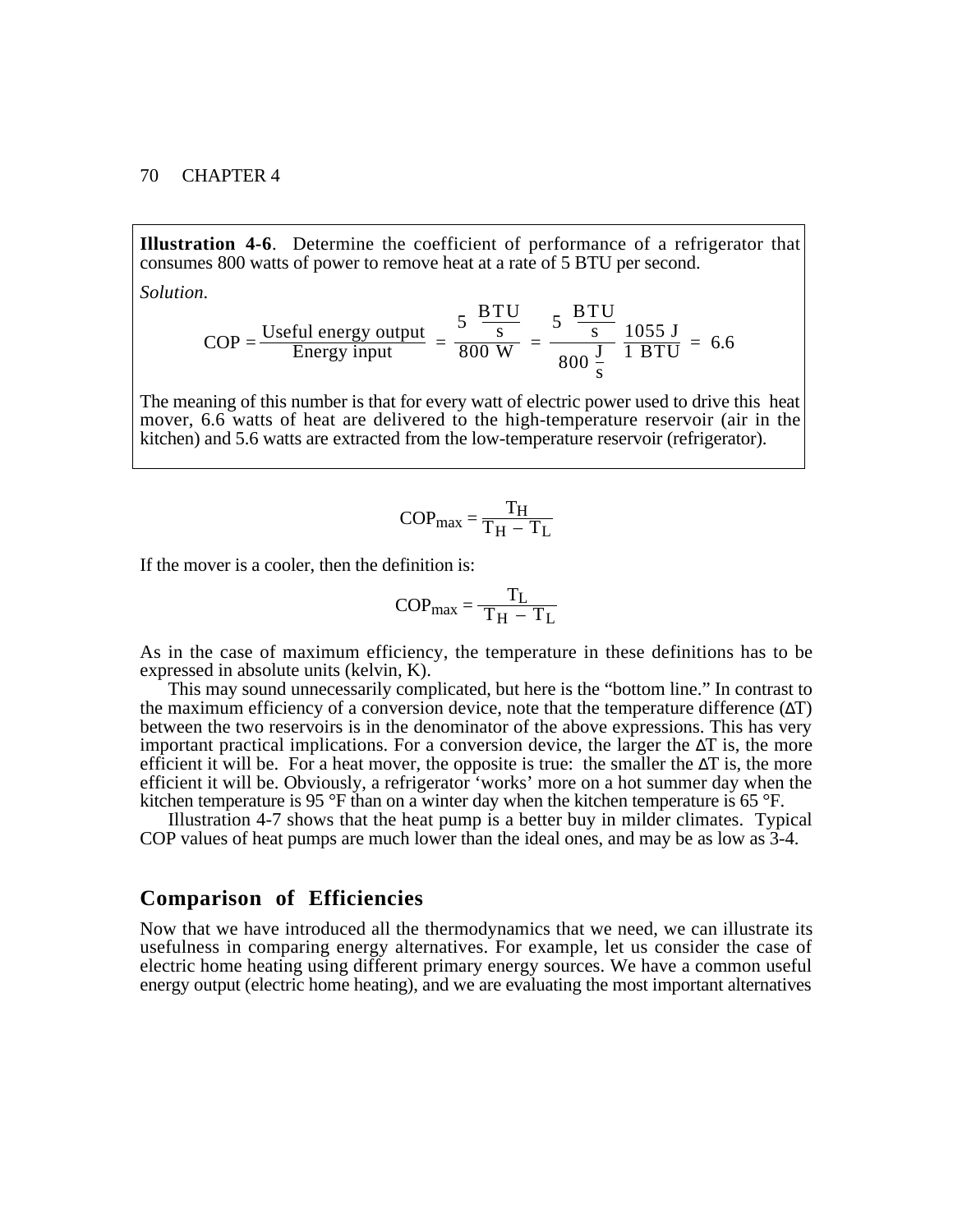**Illustration 4-6**. Determine the coefficient of performance of a refrigerator that consumes 800 watts of power to remove heat at a rate of 5 BTU per second.

*Solution.*

$$\text{COP} = \frac{\text{Useful energy output}}{\text{Energy input}} = \frac{5\ \frac{\text{BTU}}{\text{s}}}{800\ \text{W}} = \frac{5\ \frac{\text{BTU}}{\text{s}}}{800\ \frac{\text{J}}{\text{s}}}\ \frac{1055\ \text{J}}{1\ \text{BTU}} = 6.6$$

The meaning of this number is that for every watt of electric power used to drive this heat mover, 6.6 watts of heat are delivered to the high-temperature reservoir (air in the kitchen) and 5.6 watts are extracted from the low-temperature reservoir (refrigerator).

$$\text{COP}_{\text{max}} = \frac{T_H}{T_H - T_L}$$

If the mover is a cooler, then the definition is:

$$\text{COP}_{\text{max}} = \frac{T_L}{T_H - T_L}$$

As in the case of maximum efficiency, the temperature in these definitions has to be expressed in absolute units (kelvin, K).

This may sound unnecessarily complicated, but here is the "bottom line." In contrast to the maximum efficiency of a conversion device, note that the temperature difference ($\Delta T$) between the two reservoirs is in the denominator of the above expressions. This has very important practical implications. For a conversion device, the larger the $\Delta T$ is, the more efficient it will be. For a heat mover, the opposite is true: the smaller the $\Delta T$ is, the more efficient it will be. Obviously, a refrigerator 'works' more on a hot summer day when the kitchen temperature is 95 °F than on a winter day when the kitchen temperature is 65 °F.

Illustration 4-7 shows that the heat pump is a better buy in milder climates. Typical COP values of heat pumps are much lower than the ideal ones, and may be as low as 3-4.

## Comparison of Efficiencies

Now that we have introduced all the thermodynamics that we need, we can illustrate its usefulness in comparing energy alternatives. For example, let us consider the case of electric home heating using different primary energy sources. We have a common useful energy output (electric home heating), and we are evaluating the most important alternatives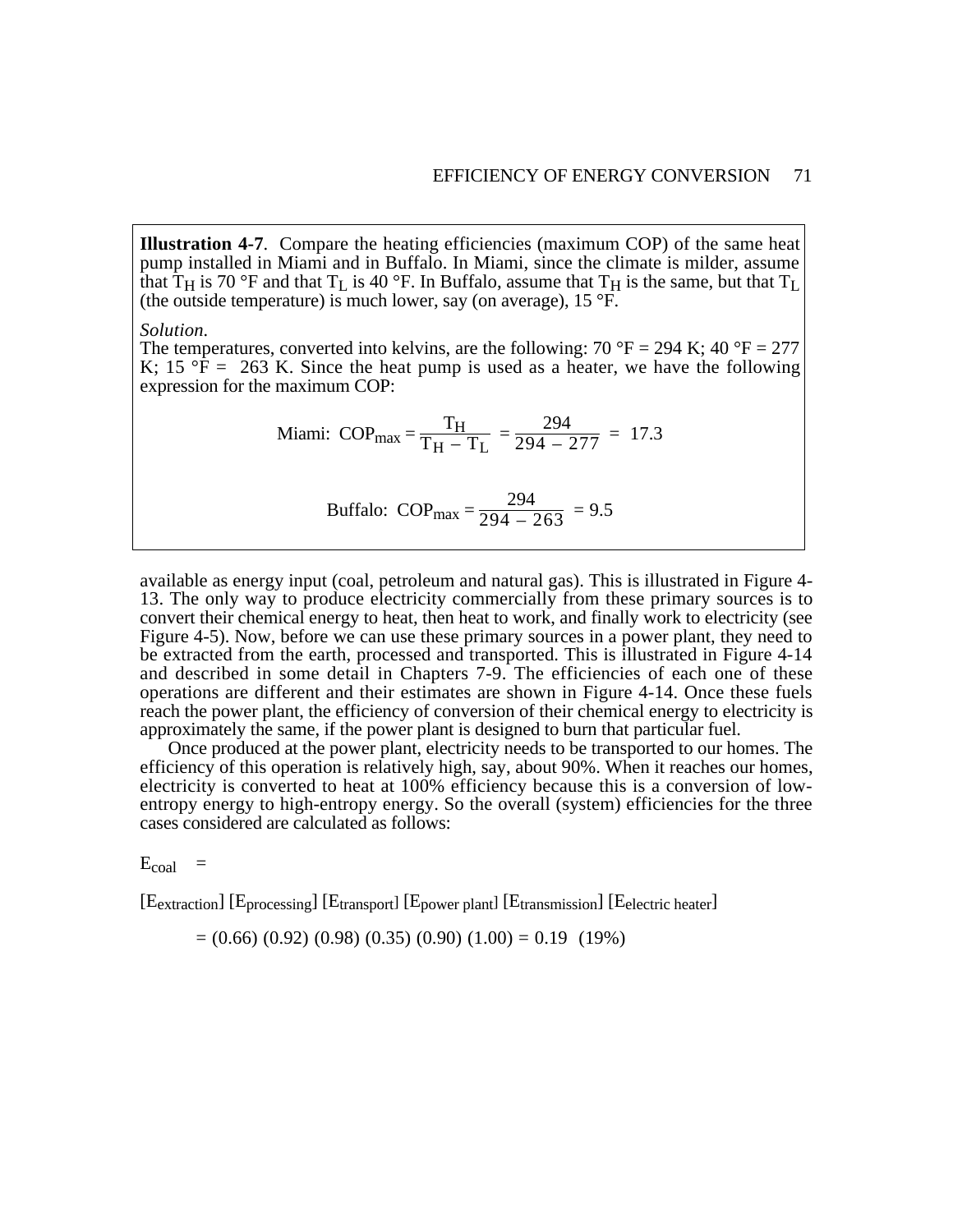**Illustration 4-7**. Compare the heating efficiencies (maximum COP) of the same heat pump installed in Miami and in Buffalo. In Miami, since the climate is milder, assume that $T_H$ is 70 °F and that $T_L$ is 40 °F. In Buffalo, assume that $T_H$ is the same, but that $T_L$ (the outside temperature) is much lower, say (on average), 15 °F.

*Solution.*
The temperatures, converted into kelvins, are the following: 70 °F = 294 K; 40 °F = 277 K; 15 °F = 263 K. Since the heat pump is used as a heater, we have the following expression for the maximum COP:

$$\text{Miami:} \quad COP_{max} = \frac{T_H}{T_H - T_L} = \frac{294}{294 - 277} = 17.3$$

$$\text{Buffalo:} \quad COP_{max} = \frac{294}{294 - 263} = 9.5$$

available as energy input (coal, petroleum and natural gas). This is illustrated in Figure 4-13. The only way to produce electricity commercially from these primary sources is to convert their chemical energy to heat, then heat to work, and finally work to electricity (see Figure 4-5). Now, before we can use these primary sources in a power plant, they need to be extracted from the earth, processed and transported. This is illustrated in Figure 4-14 and described in some detail in Chapters 7-9. The efficiencies of each one of these operations are different and their estimates are shown in Figure 4-14. Once these fuels reach the power plant, the efficiency of conversion of their chemical energy to electricity is approximately the same, if the power plant is designed to burn that particular fuel.

Once produced at the power plant, electricity needs to be transported to our homes. The efficiency of this operation is relatively high, say, about 90%. When it reaches our homes, electricity is converted to heat at 100% efficiency because this is a conversion of low-entropy energy to high-entropy energy. So the overall (system) efficiencies for the three cases considered are calculated as follows:

$E_{coal}$ =

$[E_{extraction}]\,[E_{processing}]\,[E_{transport}]\,[E_{power\ plant}]\,[E_{transmission}]\,[E_{electric\ heater}]$

$= (0.66)\,(0.92)\,(0.98)\,(0.35)\,(0.90)\,(1.00) = 0.19$ (19%)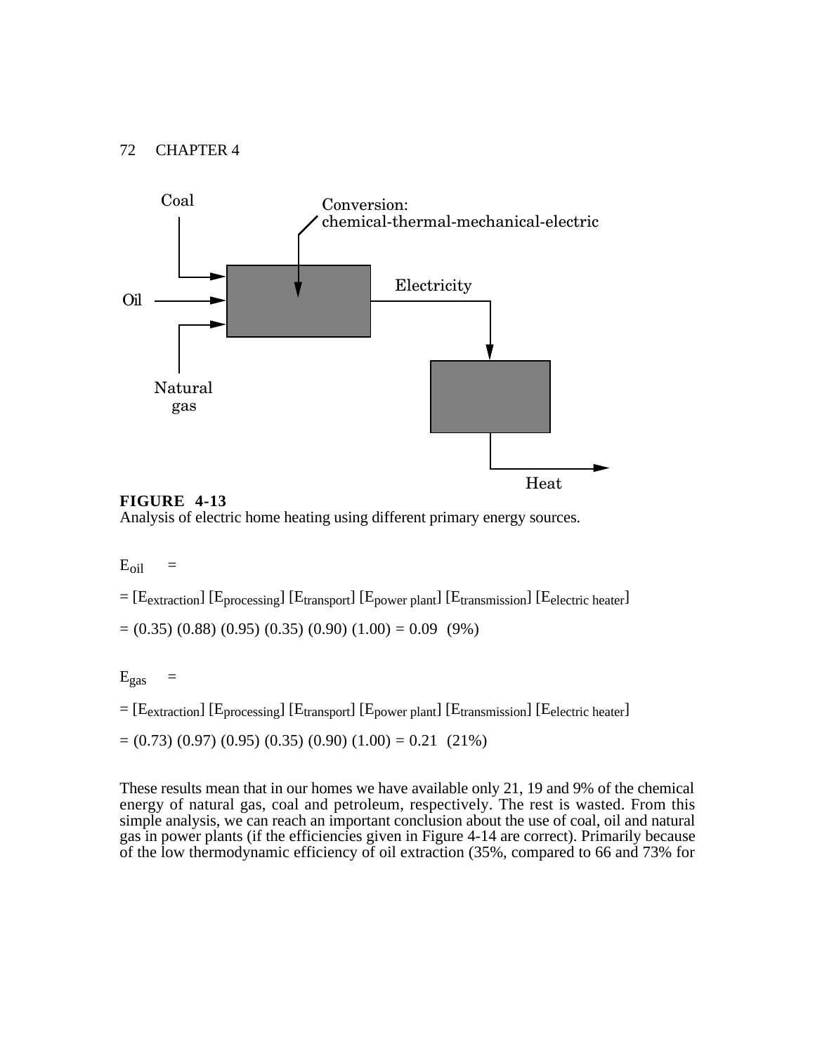Coal

Conversion: chemical-thermal-mechanical-electric

Oil

Electricity

Natural gas

Heat

**FIGURE 4-13**
Analysis of electric home heating using different primary energy sources.

$E_{oil}$ =

= $[E_{extraction}]$ $[E_{processing}]$ $[E_{transport}]$ $[E_{power\ plant}]$ $[E_{transmission}]$ $[E_{electric\ heater}]$

= (0.35) (0.88) (0.95) (0.35) (0.90) (1.00) = 0.09 (9%)

$E_{gas}$ =

= $[E_{extraction}]$ $[E_{processing}]$ $[E_{transport}]$ $[E_{power\ plant}]$ $[E_{transmission}]$ $[E_{electric\ heater}]$

= (0.73) (0.97) (0.95) (0.35) (0.90) (1.00) = 0.21 (21%)

These results mean that in our homes we have available only 21, 19 and 9% of the chemical energy of natural gas, coal and petroleum, respectively. The rest is wasted. From this simple analysis, we can reach an important conclusion about the use of coal, oil and natural gas in power plants (if the efficiencies given in Figure 4-14 are correct). Primarily because of the low thermodynamic efficiency of oil extraction (35%, compared to 66 and 73% for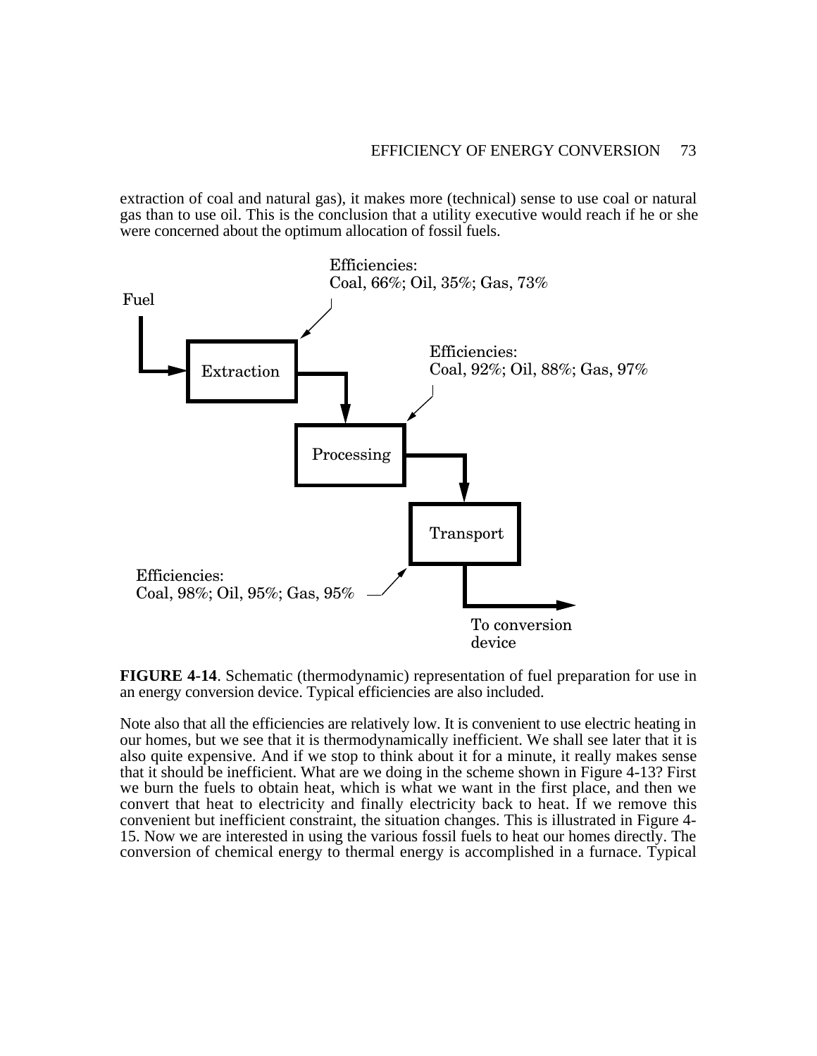extraction of coal and natural gas), it makes more (technical) sense to use coal or natural gas than to use oil. This is the conclusion that a utility executive would reach if he or she were concerned about the optimum allocation of fossil fuels.

Fuel → Extraction → Processing → Transport → To conversion device

Extraction efficiencies: Coal, 66%; Oil, 35%; Gas, 73%

Processing efficiencies: Coal, 92%; Oil, 88%; Gas, 97%

Transport efficiencies: Coal, 98%; Oil, 95%; Gas, 95%

**FIGURE 4-14**. Schematic (thermodynamic) representation of fuel preparation for use in an energy conversion device. Typical efficiencies are also included.

Note also that all the efficiencies are relatively low. It is convenient to use electric heating in our homes, but we see that it is thermodynamically inefficient. We shall see later that it is also quite expensive. And if we stop to think about it for a minute, it really makes sense that it should be inefficient. What are we doing in the scheme shown in Figure 4-13? First we burn the fuels to obtain heat, which is what we want in the first place, and then we convert that heat to electricity and finally electricity back to heat. If we remove this convenient but inefficient constraint, the situation changes. This is illustrated in Figure 4-15. Now we are interested in using the various fossil fuels to heat our homes directly. The conversion of chemical energy to thermal energy is accomplished in a furnace. Typical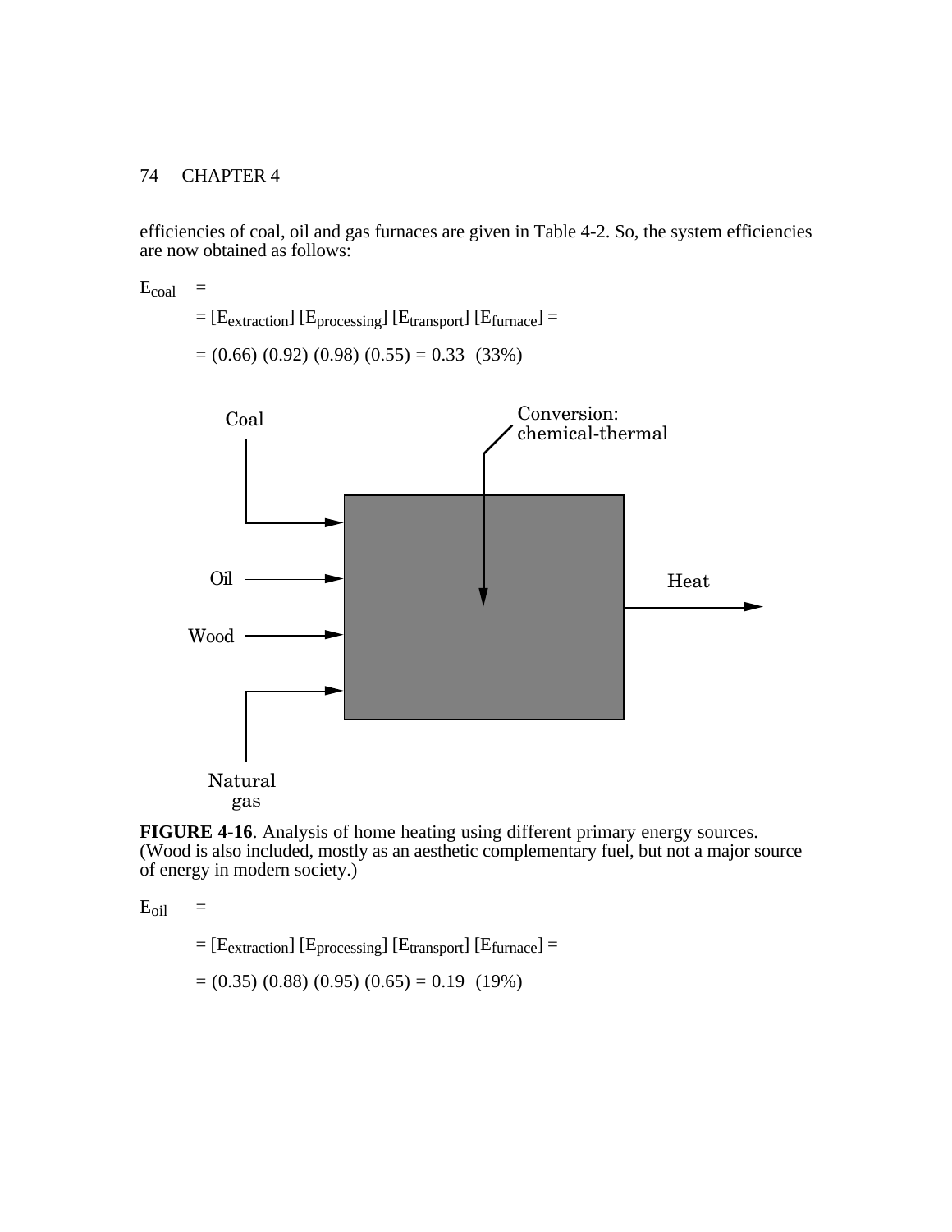efficiencies of coal, oil and gas furnaces are given in Table 4-2. So, the system efficiencies are now obtained as follows:

$E_{coal}$ =

= $[E_{extraction}]\ [E_{processing}]\ [E_{transport}]\ [E_{furnace}]$ =

= (0.66) (0.92) (0.98) (0.55) = 0.33  (33%)

**FIGURE 4-16**. Analysis of home heating using different primary energy sources. (Wood is also included, mostly as an aesthetic complementary fuel, but not a major source of energy in modern society.)

$E_{oil}$ =

= $[E_{extraction}]\ [E_{processing}]\ [E_{transport}]\ [E_{furnace}]$ =

= (0.35) (0.88) (0.95) (0.65) = 0.19  (19%)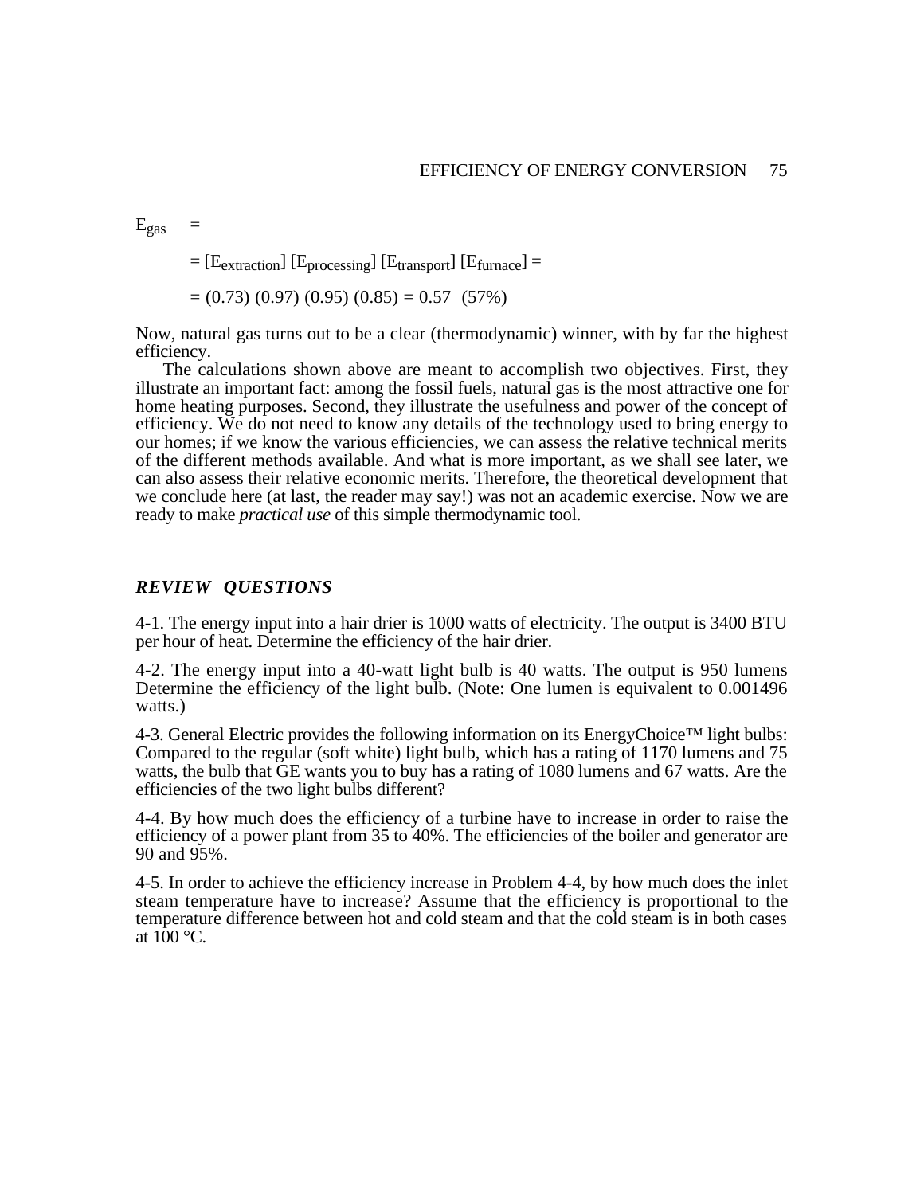$E_{gas}$ =

$= [E_{extraction}] [E_{processing}] [E_{transport}] [E_{furnace}] =$

$= (0.73) (0.97) (0.95) (0.85) = 0.57$ (57%)

Now, natural gas turns out to be a clear (thermodynamic) winner, with by far the highest efficiency.

The calculations shown above are meant to accomplish two objectives. First, they illustrate an important fact: among the fossil fuels, natural gas is the most attractive one for home heating purposes. Second, they illustrate the usefulness and power of the concept of efficiency. We do not need to know any details of the technology used to bring energy to our homes; if we know the various efficiencies, we can assess the relative technical merits of the different methods available. And what is more important, as we shall see later, we can also assess their relative economic merits. Therefore, the theoretical development that we conclude here (at last, the reader may say!) was not an academic exercise. Now we are ready to make *practical use* of this simple thermodynamic tool.

## *REVIEW QUESTIONS*

4-1. The energy input into a hair drier is 1000 watts of electricity. The output is 3400 BTU per hour of heat. Determine the efficiency of the hair drier.

4-2. The energy input into a 40-watt light bulb is 40 watts. The output is 950 lumens Determine the efficiency of the light bulb. (Note: One lumen is equivalent to 0.001496 watts.)

4-3. General Electric provides the following information on its EnergyChoice™ light bulbs: Compared to the regular (soft white) light bulb, which has a rating of 1170 lumens and 75 watts, the bulb that GE wants you to buy has a rating of 1080 lumens and 67 watts. Are the efficiencies of the two light bulbs different?

4-4. By how much does the efficiency of a turbine have to increase in order to raise the efficiency of a power plant from 35 to 40%. The efficiencies of the boiler and generator are 90 and 95%.

4-5. In order to achieve the efficiency increase in Problem 4-4, by how much does the inlet steam temperature have to increase? Assume that the efficiency is proportional to the temperature difference between hot and cold steam and that the cold steam is in both cases at 100 °C.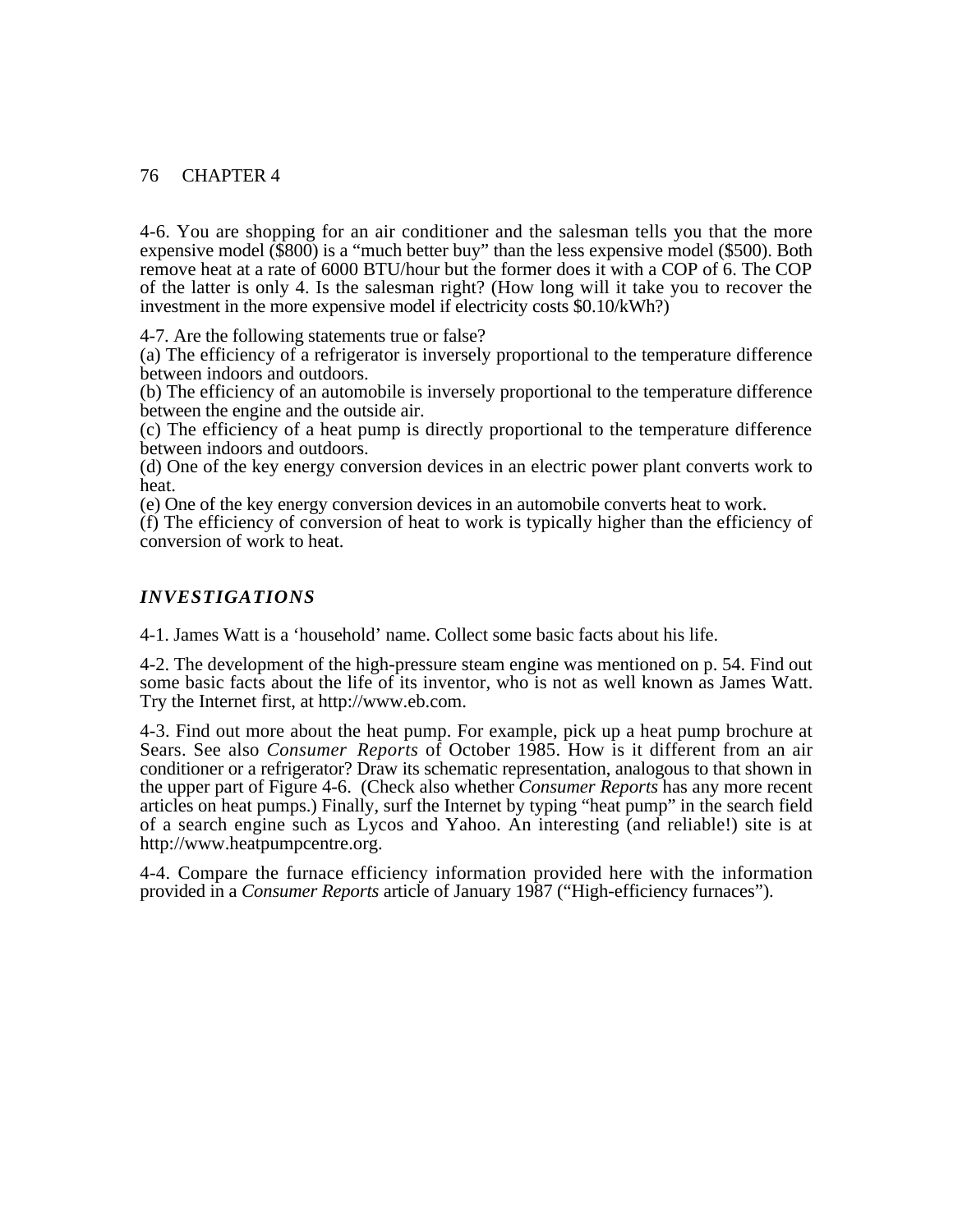4-6. You are shopping for an air conditioner and the salesman tells you that the more expensive model ($800) is a "much better buy" than the less expensive model ($500). Both remove heat at a rate of 6000 BTU/hour but the former does it with a COP of 6. The COP of the latter is only 4. Is the salesman right? (How long will it take you to recover the investment in the more expensive model if electricity costs $0.10/kWh?)

4-7. Are the following statements true or false?
(a) The efficiency of a refrigerator is inversely proportional to the temperature difference between indoors and outdoors.
(b) The efficiency of an automobile is inversely proportional to the temperature difference between the engine and the outside air.
(c) The efficiency of a heat pump is directly proportional to the temperature difference between indoors and outdoors.
(d) One of the key energy conversion devices in an electric power plant converts work to heat.
(e) One of the key energy conversion devices in an automobile converts heat to work.
(f) The efficiency of conversion of heat to work is typically higher than the efficiency of conversion of work to heat.

## *INVESTIGATIONS*

4-1. James Watt is a 'household' name. Collect some basic facts about his life.

4-2. The development of the high-pressure steam engine was mentioned on p. 54. Find out some basic facts about the life of its inventor, who is not as well known as James Watt. Try the Internet first, at http://www.eb.com.

4-3. Find out more about the heat pump. For example, pick up a heat pump brochure at Sears. See also *Consumer Reports* of October 1985. How is it different from an air conditioner or a refrigerator? Draw its schematic representation, analogous to that shown in the upper part of Figure 4-6. (Check also whether *Consumer Reports* has any more recent articles on heat pumps.) Finally, surf the Internet by typing "heat pump" in the search field of a search engine such as Lycos and Yahoo. An interesting (and reliable!) site is at http://www.heatpumpcentre.org.

4-4. Compare the furnace efficiency information provided here with the information provided in a *Consumer Reports* article of January 1987 ("High-efficiency furnaces").